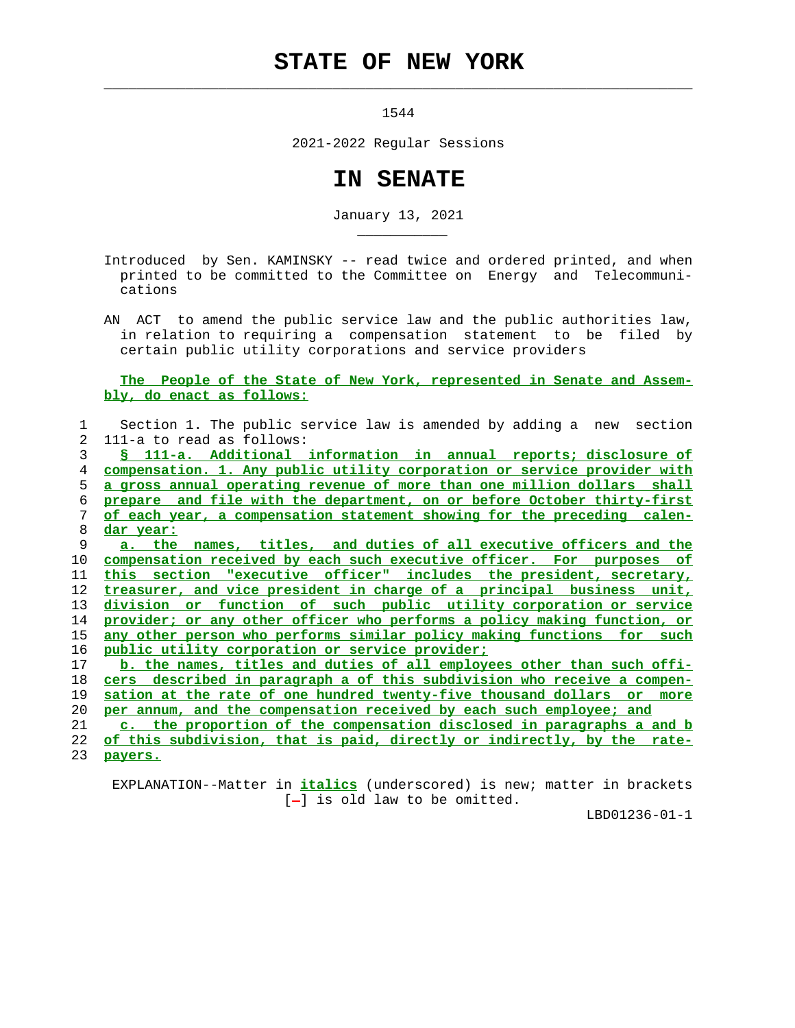# STATE OF NEW YORK

1544

2021-2022 Regular Sessions

# IN SENATE

January 13, 2021

Introduced by Sen. KAMINSKY -- read twice and ordered printed, and when printed to be committed to the Committee on Energy and Telecommunications

AN ACT to amend the public service law and the public authorities law, in relation to requiring a compensation statement to be filed by certain public utility corporations and service providers

**The People of the State of New York, represented in Senate and Assembly, do enact as follows:**

1 Section 1. The public service law is amended by adding a new section
2 111-a to read as follows:
3 _§ 111-a. Additional information in annual reports; disclosure of_
4 _compensation. 1. Any public utility corporation or service provider with_
5 _a gross annual operating revenue of more than one million dollars shall_
6 _prepare and file with the department, on or before October thirty-first_
7 _of each year, a compensation statement showing for the preceding calen-_
8 _dar year:_
9 _a. the names, titles, and duties of all executive officers and the_
10 _compensation received by each such executive officer. For purposes of_
11 _this section "executive officer" includes the president, secretary,_
12 _treasurer, and vice president in charge of a principal business unit,_
13 _division or function of such public utility corporation or service_
14 _provider; or any other officer who performs a policy making function, or_
15 _any other person who performs similar policy making functions for such_
16 _public utility corporation or service provider;_
17 _b. the names, titles and duties of all employees other than such offi-_
18 _cers described in paragraph a of this subdivision who receive a compen-_
19 _sation at the rate of one hundred twenty-five thousand dollars or more_
20 _per annum, and the compensation received by each such employee; and_
21 _c. the proportion of the compensation disclosed in paragraphs a and b_
22 _of this subdivision, that is paid, directly or indirectly, by the rate-_
23 _payers._

EXPLANATION--Matter in _italics_ (underscored) is new; matter in brackets [-] is old law to be omitted.

LBD01236-01-1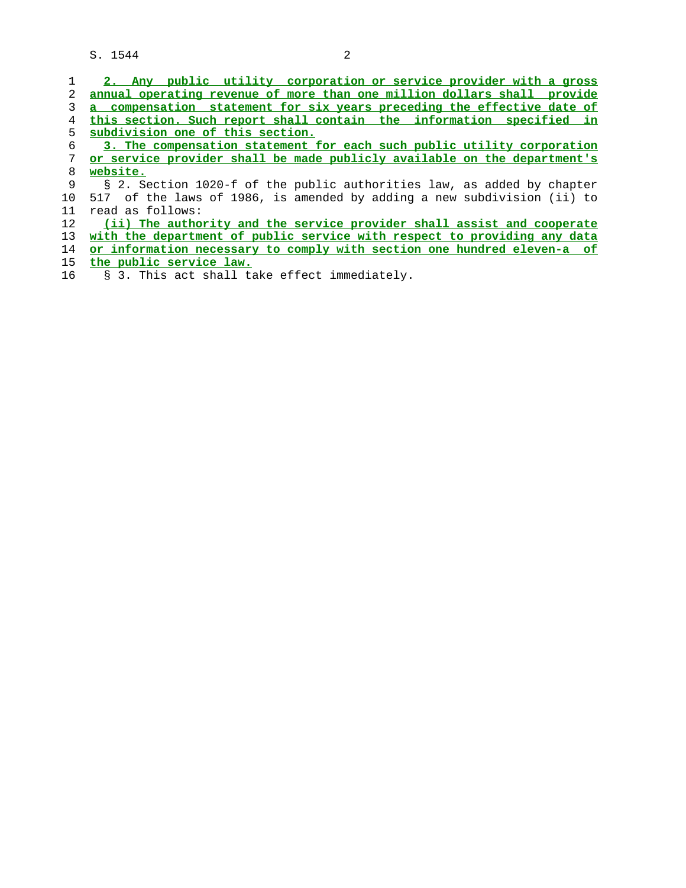**2. Any public utility corporation or service provider with a gross annual operating revenue of more than one million dollars shall provide a compensation statement for six years preceding the effective date of this section. Such report shall contain the information specified in subdivision one of this section.**

**3. The compensation statement for each such public utility corporation or service provider shall be made publicly available on the department's website.**

§ 2. Section 1020-f of the public authorities law, as added by chapter 517 of the laws of 1986, is amended by adding a new subdivision (ii) to read as follows:

**(ii) The authority and the service provider shall assist and cooperate with the department of public service with respect to providing any data or information necessary to comply with section one hundred eleven-a of the public service law.**

§ 3. This act shall take effect immediately.